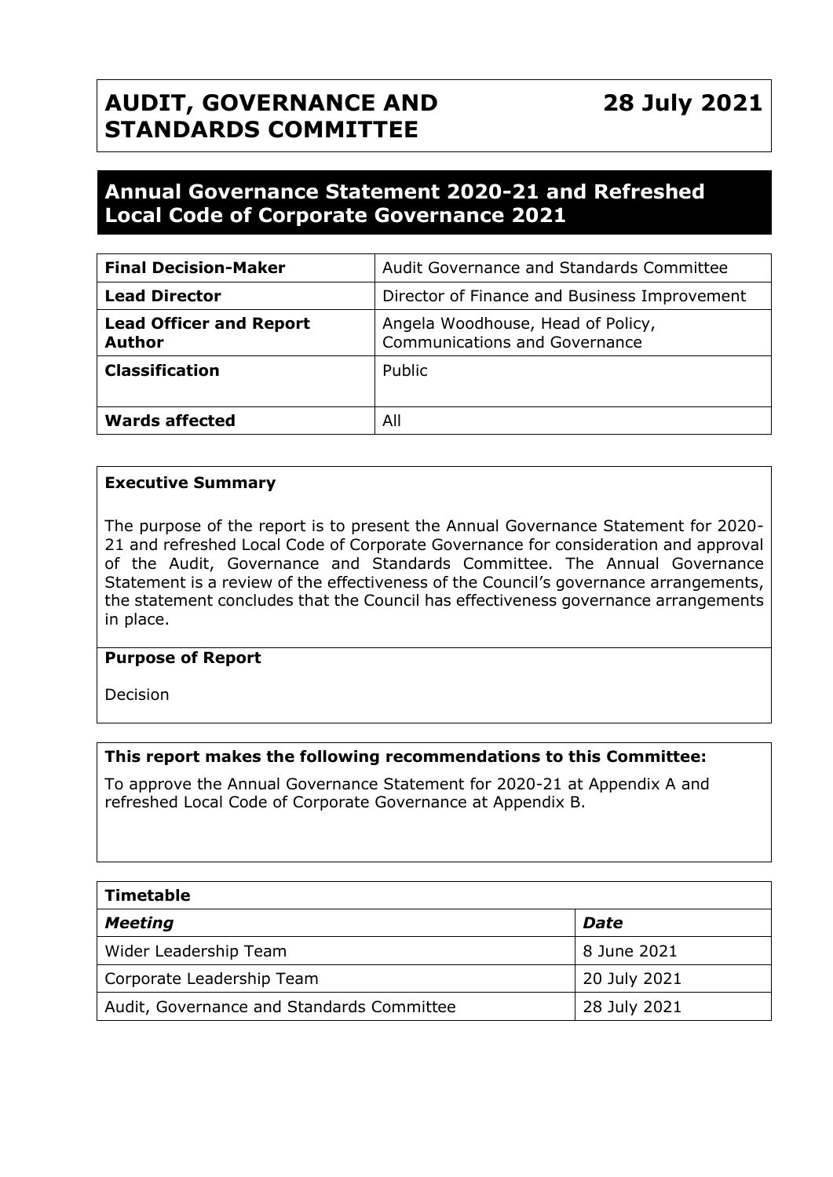# AUDIT, GOVERNANCE AND STANDARDS COMMITTEE

**28 July 2021**

## Annual Governance Statement 2020-21 and Refreshed Local Code of Corporate Governance 2021

| | |
|---|---|
| **Final Decision-Maker** | Audit Governance and Standards Committee |
| **Lead Director** | Director of Finance and Business Improvement |
| **Lead Officer and Report Author** | Angela Woodhouse, Head of Policy, Communications and Governance |
| **Classification** | Public |
| **Wards affected** | All |

**Executive Summary**

The purpose of the report is to present the Annual Governance Statement for 2020-21 and refreshed Local Code of Corporate Governance for consideration and approval of the Audit, Governance and Standards Committee. The Annual Governance Statement is a review of the effectiveness of the Council's governance arrangements, the statement concludes that the Council has effectiveness governance arrangements in place.

**Purpose of Report**

Decision

**This report makes the following recommendations to this Committee:**

To approve the Annual Governance Statement for 2020-21 at Appendix A and refreshed Local Code of Corporate Governance at Appendix B.

| **Timetable** | |
|---|---|
| ***Meeting*** | ***Date*** |
| Wider Leadership Team | 8 June 2021 |
| Corporate Leadership Team | 20 July 2021 |
| Audit, Governance and Standards Committee | 28 July 2021 |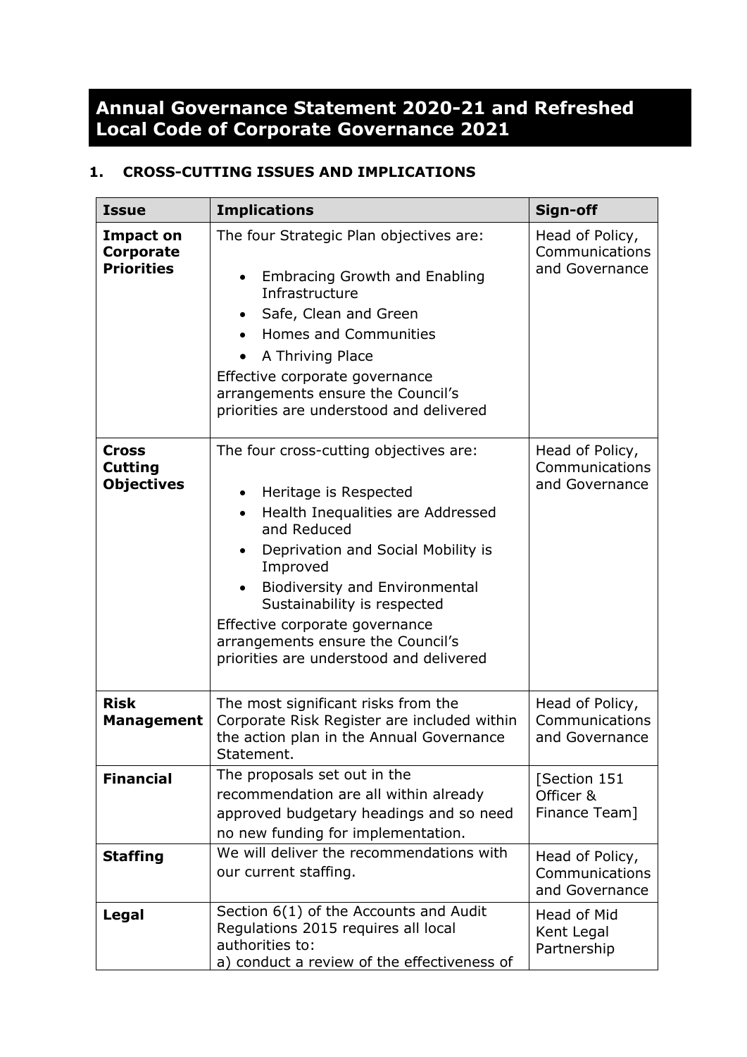# Annual Governance Statement 2020-21 and Refreshed Local Code of Corporate Governance 2021

## 1. CROSS-CUTTING ISSUES AND IMPLICATIONS

| Issue | Implications | Sign-off |
|---|---|---|
| **Impact on Corporate Priorities** | The four Strategic Plan objectives are:<br>• Embracing Growth and Enabling Infrastructure<br>• Safe, Clean and Green<br>• Homes and Communities<br>• A Thriving Place<br>Effective corporate governance arrangements ensure the Council's priorities are understood and delivered | Head of Policy, Communications and Governance |
| **Cross Cutting Objectives** | The four cross-cutting objectives are:<br>• Heritage is Respected<br>• Health Inequalities are Addressed and Reduced<br>• Deprivation and Social Mobility is Improved<br>• Biodiversity and Environmental Sustainability is respected<br>Effective corporate governance arrangements ensure the Council's priorities are understood and delivered | Head of Policy, Communications and Governance |
| **Risk Management** | The most significant risks from the Corporate Risk Register are included within the action plan in the Annual Governance Statement. | Head of Policy, Communications and Governance |
| **Financial** | The proposals set out in the recommendation are all within already approved budgetary headings and so need no new funding for implementation. | [Section 151 Officer & Finance Team] |
| **Staffing** | We will deliver the recommendations with our current staffing. | Head of Policy, Communications and Governance |
| **Legal** | Section 6(1) of the Accounts and Audit Regulations 2015 requires all local authorities to:<br>a) conduct a review of the effectiveness of | Head of Mid Kent Legal Partnership |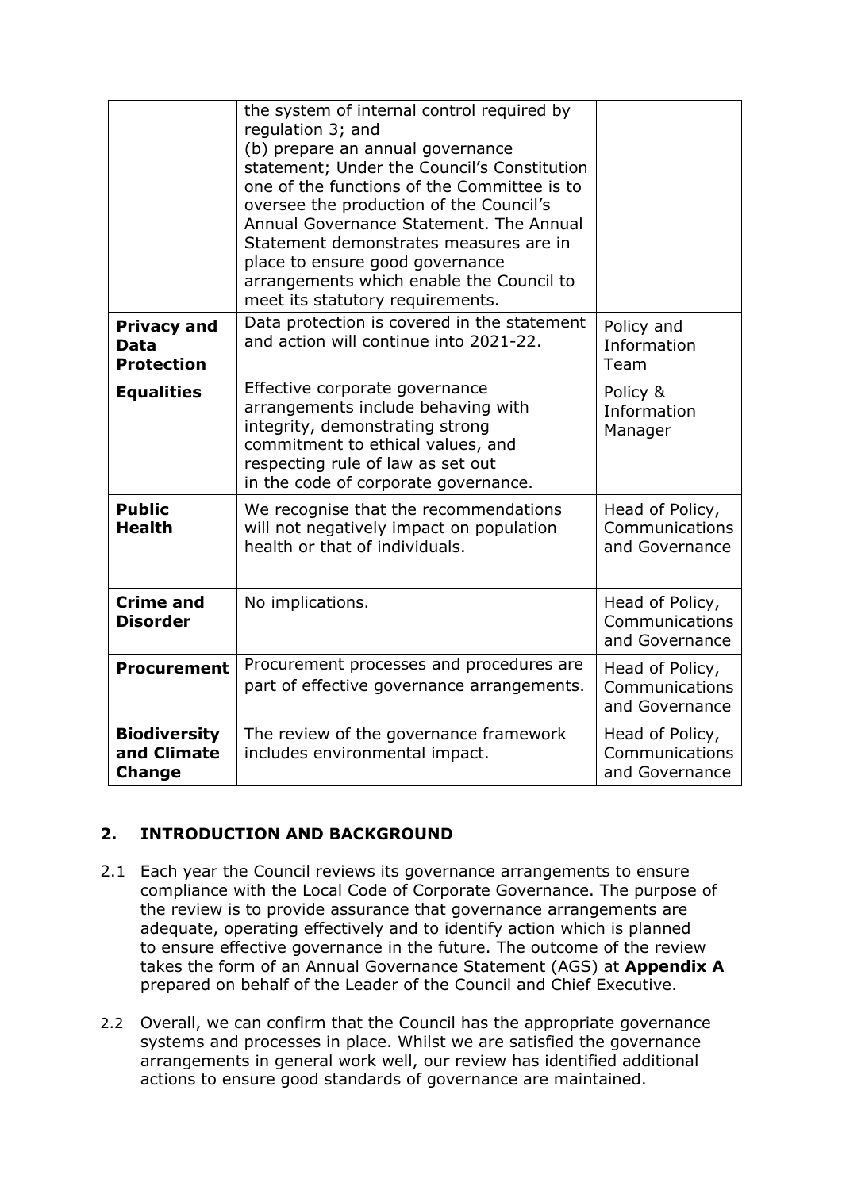|  | the system of internal control required by regulation 3; and<br>(b) prepare an annual governance statement; Under the Council's Constitution one of the functions of the Committee is to oversee the production of the Council's Annual Governance Statement. The Annual Statement demonstrates measures are in place to ensure good governance arrangements which enable the Council to meet its statutory requirements. |  |
|---|---|---|
| **Privacy and Data Protection** | Data protection is covered in the statement and action will continue into 2021-22. | Policy and Information Team |
| **Equalities** | Effective corporate governance arrangements include behaving with integrity, demonstrating strong commitment to ethical values, and respecting rule of law as set out in the code of corporate governance. | Policy & Information Manager |
| **Public Health** | We recognise that the recommendations will not negatively impact on population health or that of individuals. | Head of Policy, Communications and Governance |
| **Crime and Disorder** | No implications. | Head of Policy, Communications and Governance |
| **Procurement** | Procurement processes and procedures are part of effective governance arrangements. | Head of Policy, Communications and Governance |
| **Biodiversity and Climate Change** | The review of the governance framework includes environmental impact. | Head of Policy, Communications and Governance |

## 2. INTRODUCTION AND BACKGROUND

2.1 Each year the Council reviews its governance arrangements to ensure compliance with the Local Code of Corporate Governance. The purpose of the review is to provide assurance that governance arrangements are adequate, operating effectively and to identify action which is planned to ensure effective governance in the future. The outcome of the review takes the form of an Annual Governance Statement (AGS) at **Appendix A** prepared on behalf of the Leader of the Council and Chief Executive.

2.2 Overall, we can confirm that the Council has the appropriate governance systems and processes in place. Whilst we are satisfied the governance arrangements in general work well, our review has identified additional actions to ensure good standards of governance are maintained.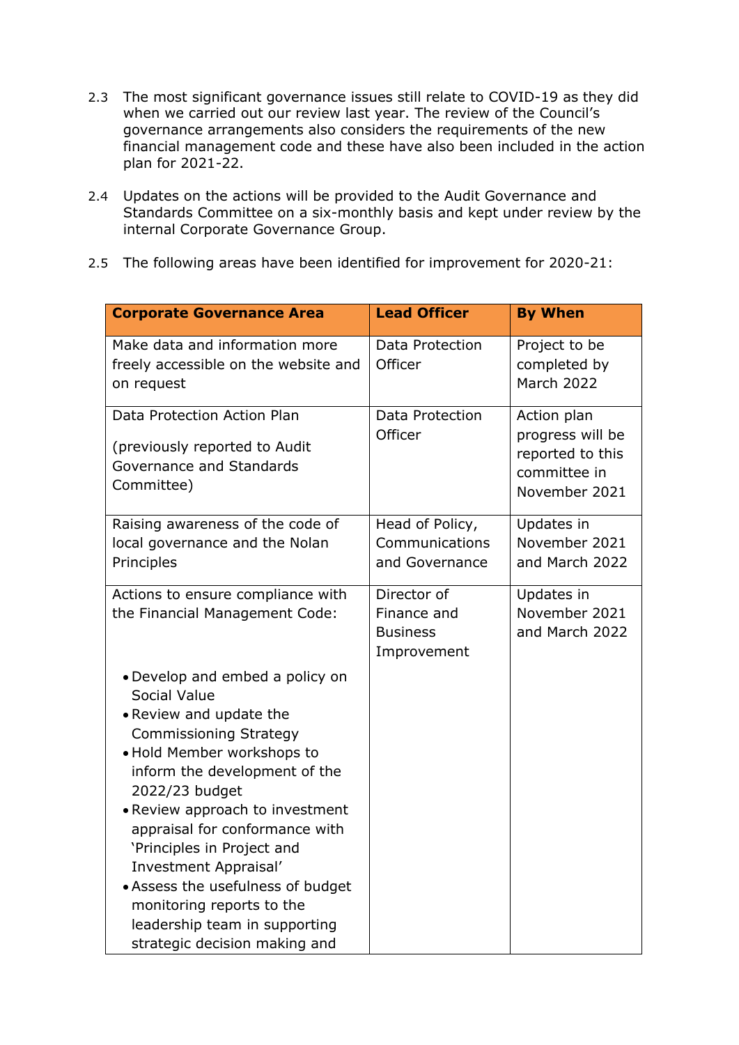2.3 The most significant governance issues still relate to COVID-19 as they did when we carried out our review last year. The review of the Council's governance arrangements also considers the requirements of the new financial management code and these have also been included in the action plan for 2021-22.

2.4 Updates on the actions will be provided to the Audit Governance and Standards Committee on a six-monthly basis and kept under review by the internal Corporate Governance Group.

2.5 The following areas have been identified for improvement for 2020-21:

| Corporate Governance Area | Lead Officer | By When |
|---|---|---|
| Make data and information more freely accessible on the website and on request | Data Protection Officer | Project to be completed by March 2022 |
| Data Protection Action Plan<br><br>(previously reported to Audit Governance and Standards Committee) | Data Protection Officer | Action plan progress will be reported to this committee in November 2021 |
| Raising awareness of the code of local governance and the Nolan Principles | Head of Policy, Communications and Governance | Updates in November 2021 and March 2022 |
| Actions to ensure compliance with the Financial Management Code:<br><br>• Develop and embed a policy on Social Value<br>• Review and update the Commissioning Strategy<br>• Hold Member workshops to inform the development of the 2022/23 budget<br>• Review approach to investment appraisal for conformance with 'Principles in Project and Investment Appraisal'<br>• Assess the usefulness of budget monitoring reports to the leadership team in supporting strategic decision making and | Director of Finance and Business Improvement | Updates in November 2021 and March 2022 |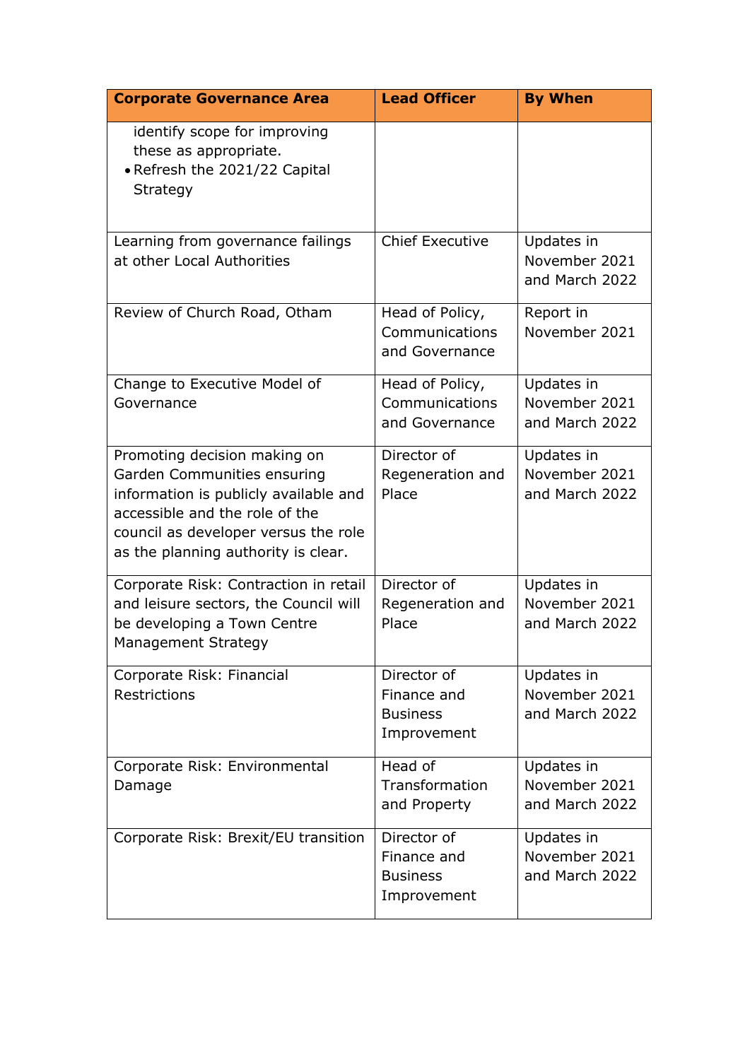| Corporate Governance Area | Lead Officer | By When |
| --- | --- | --- |
| identify scope for improving these as appropriate.<br>• Refresh the 2021/22 Capital Strategy | | |
| Learning from governance failings at other Local Authorities | Chief Executive | Updates in November 2021 and March 2022 |
| Review of Church Road, Otham | Head of Policy, Communications and Governance | Report in November 2021 |
| Change to Executive Model of Governance | Head of Policy, Communications and Governance | Updates in November 2021 and March 2022 |
| Promoting decision making on Garden Communities ensuring information is publicly available and accessible and the role of the council as developer versus the role as the planning authority is clear. | Director of Regeneration and Place | Updates in November 2021 and March 2022 |
| Corporate Risk: Contraction in retail and leisure sectors, the Council will be developing a Town Centre Management Strategy | Director of Regeneration and Place | Updates in November 2021 and March 2022 |
| Corporate Risk: Financial Restrictions | Director of Finance and Business Improvement | Updates in November 2021 and March 2022 |
| Corporate Risk: Environmental Damage | Head of Transformation and Property | Updates in November 2021 and March 2022 |
| Corporate Risk: Brexit/EU transition | Director of Finance and Business Improvement | Updates in November 2021 and March 2022 |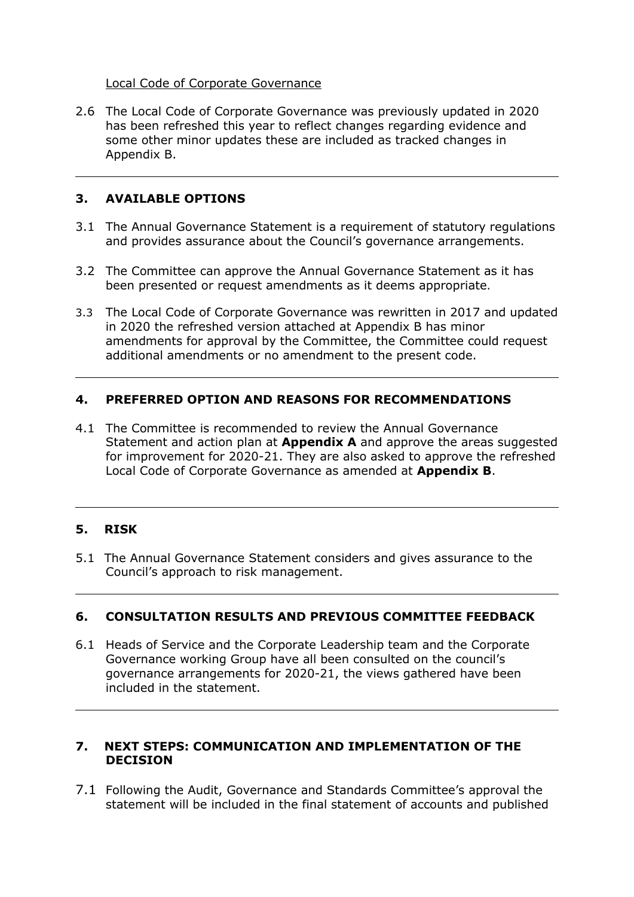Local Code of Corporate Governance

2.6 The Local Code of Corporate Governance was previously updated in 2020 has been refreshed this year to reflect changes regarding evidence and some other minor updates these are included as tracked changes in Appendix B.

## 3. AVAILABLE OPTIONS

3.1 The Annual Governance Statement is a requirement of statutory regulations and provides assurance about the Council's governance arrangements.

3.2 The Committee can approve the Annual Governance Statement as it has been presented or request amendments as it deems appropriate.

3.3 The Local Code of Corporate Governance was rewritten in 2017 and updated in 2020 the refreshed version attached at Appendix B has minor amendments for approval by the Committee, the Committee could request additional amendments or no amendment to the present code.

## 4. PREFERRED OPTION AND REASONS FOR RECOMMENDATIONS

4.1 The Committee is recommended to review the Annual Governance Statement and action plan at **Appendix A** and approve the areas suggested for improvement for 2020-21. They are also asked to approve the refreshed Local Code of Corporate Governance as amended at **Appendix B**.

## 5. RISK

5.1 The Annual Governance Statement considers and gives assurance to the Council's approach to risk management.

## 6. CONSULTATION RESULTS AND PREVIOUS COMMITTEE FEEDBACK

6.1 Heads of Service and the Corporate Leadership team and the Corporate Governance working Group have all been consulted on the council's governance arrangements for 2020-21, the views gathered have been included in the statement.

## 7. NEXT STEPS: COMMUNICATION AND IMPLEMENTATION OF THE DECISION

7.1 Following the Audit, Governance and Standards Committee's approval the statement will be included in the final statement of accounts and published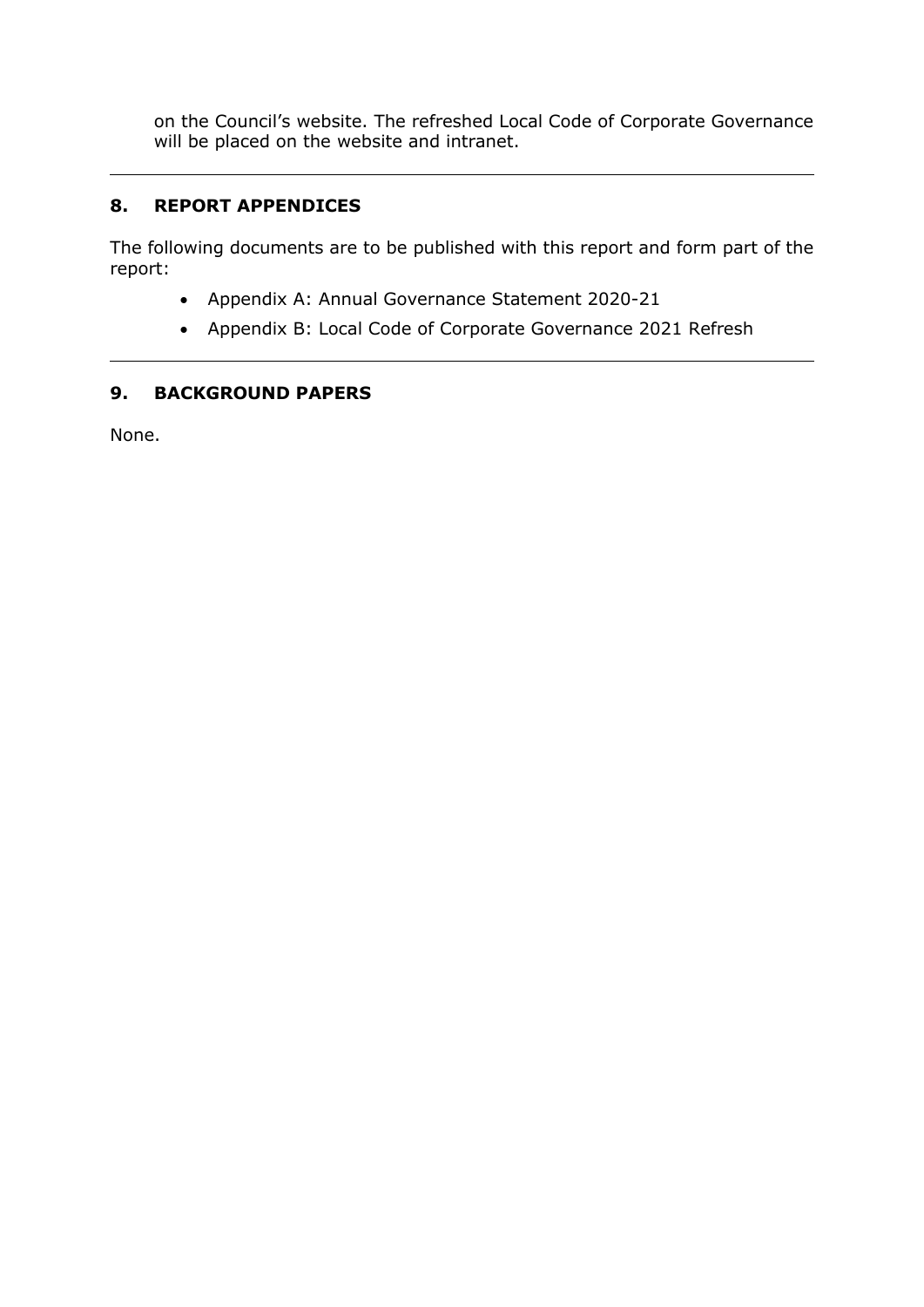on the Council's website. The refreshed Local Code of Corporate Governance will be placed on the website and intranet.

---

## 8. REPORT APPENDICES

The following documents are to be published with this report and form part of the report:

- Appendix A: Annual Governance Statement 2020-21
- Appendix B: Local Code of Corporate Governance 2021 Refresh

---

## 9. BACKGROUND PAPERS

None.